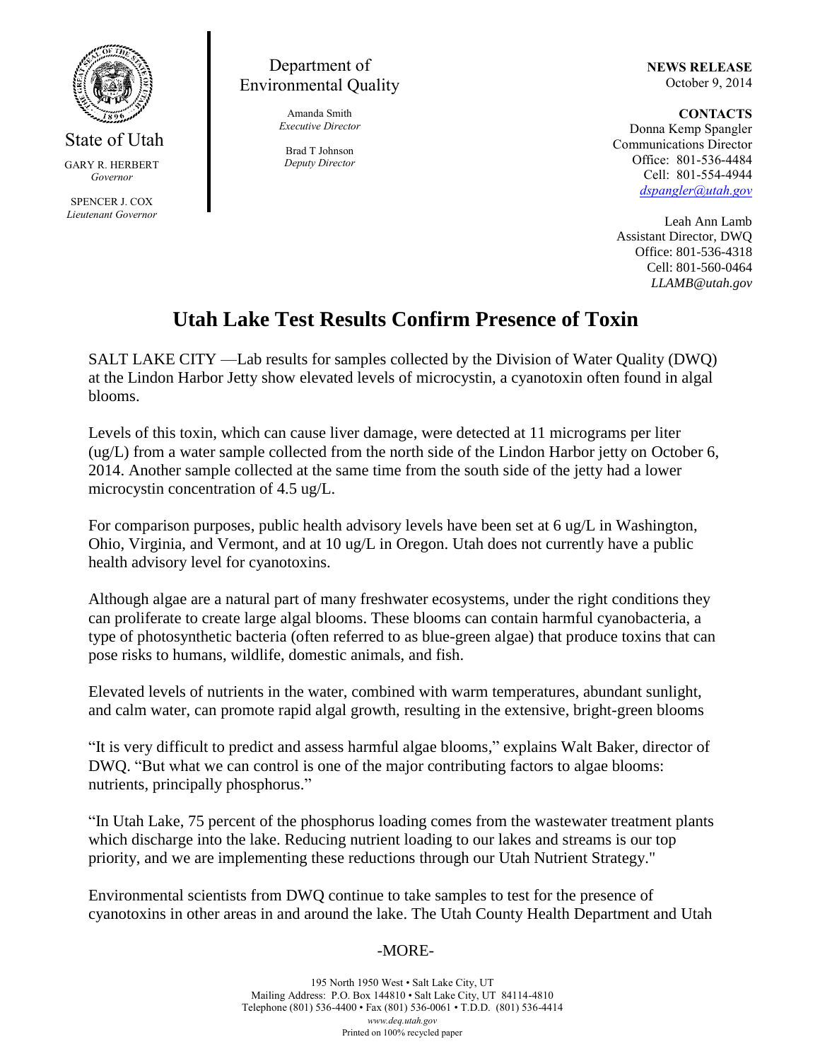State of Utah

GARY R. HERBERT
*Governor*

SPENCER J. COX
*Lieutenant Governor*

Department of Environmental Quality

Amanda Smith
*Executive Director*

Brad T Johnson
*Deputy Director*

**NEWS RELEASE**
October 9, 2014

**CONTACTS**
Donna Kemp Spangler
Communications Director
Office: 801-536-4484
Cell: 801-554-4944
dspangler@utah.gov

Leah Ann Lamb
Assistant Director, DWQ
Office: 801-536-4318
Cell: 801-560-0464
*LLAMB@utah.gov*

# Utah Lake Test Results Confirm Presence of Toxin

SALT LAKE CITY —Lab results for samples collected by the Division of Water Quality (DWQ) at the Lindon Harbor Jetty show elevated levels of microcystin, a cyanotoxin often found in algal blooms.

Levels of this toxin, which can cause liver damage, were detected at 11 micrograms per liter (ug/L) from a water sample collected from the north side of the Lindon Harbor jetty on October 6, 2014. Another sample collected at the same time from the south side of the jetty had a lower microcystin concentration of 4.5 ug/L.

For comparison purposes, public health advisory levels have been set at 6 ug/L in Washington, Ohio, Virginia, and Vermont, and at 10 ug/L in Oregon. Utah does not currently have a public health advisory level for cyanotoxins.

Although algae are a natural part of many freshwater ecosystems, under the right conditions they can proliferate to create large algal blooms. These blooms can contain harmful cyanobacteria, a type of photosynthetic bacteria (often referred to as blue-green algae) that produce toxins that can pose risks to humans, wildlife, domestic animals, and fish.

Elevated levels of nutrients in the water, combined with warm temperatures, abundant sunlight, and calm water, can promote rapid algal growth, resulting in the extensive, bright-green blooms

"It is very difficult to predict and assess harmful algae blooms," explains Walt Baker, director of DWQ. "But what we can control is one of the major contributing factors to algae blooms: nutrients, principally phosphorus."

"In Utah Lake, 75 percent of the phosphorus loading comes from the wastewater treatment plants which discharge into the lake. Reducing nutrient loading to our lakes and streams is our top priority, and we are implementing these reductions through our Utah Nutrient Strategy."

Environmental scientists from DWQ continue to take samples to test for the presence of cyanotoxins in other areas in and around the lake. The Utah County Health Department and Utah

-MORE-

195 North 1950 West • Salt Lake City, UT
Mailing Address: P.O. Box 144810 • Salt Lake City, UT 84114-4810
Telephone (801) 536-4400 • Fax (801) 536-0061 • T.D.D. (801) 536-4414
*www.deq.utah.gov*
Printed on 100% recycled paper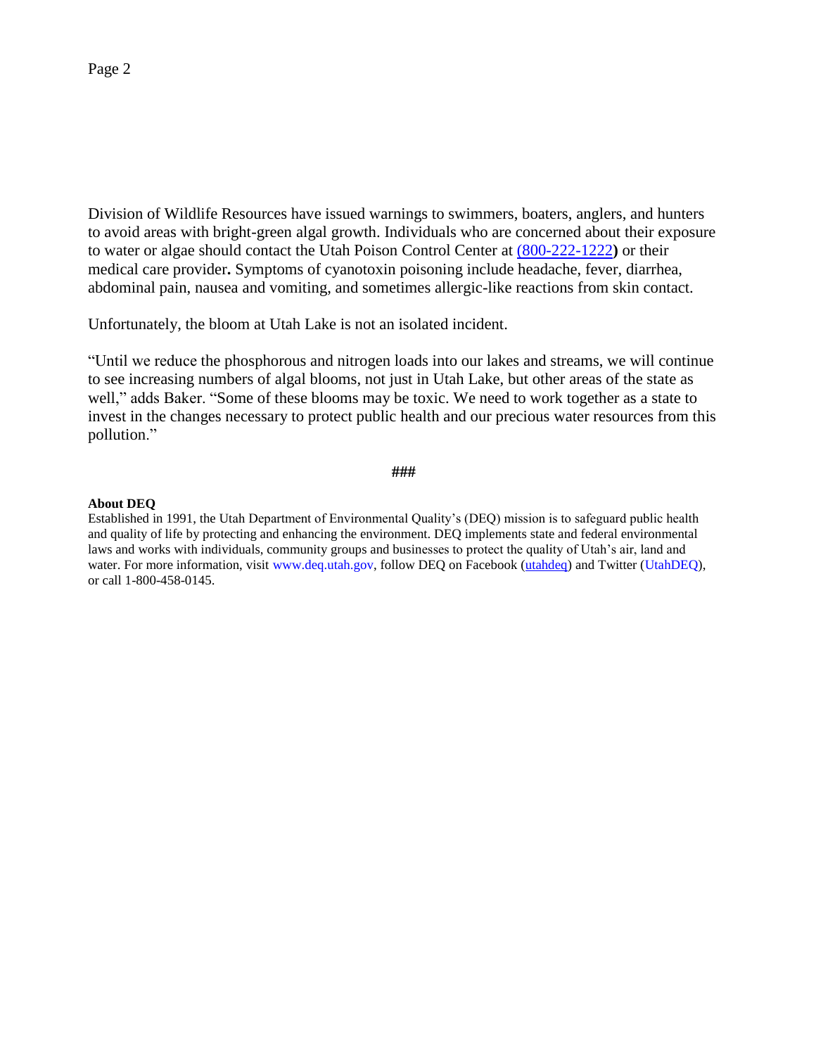Division of Wildlife Resources have issued warnings to swimmers, boaters, anglers, and hunters to avoid areas with bright-green algal growth. Individuals who are concerned about their exposure to water or algae should contact the Utah Poison Control Center at (800-222-1222**)** or their medical care provider**.** Symptoms of cyanotoxin poisoning include headache, fever, diarrhea, abdominal pain, nausea and vomiting, and sometimes allergic-like reactions from skin contact.

Unfortunately, the bloom at Utah Lake is not an isolated incident.

"Until we reduce the phosphorous and nitrogen loads into our lakes and streams, we will continue to see increasing numbers of algal blooms, not just in Utah Lake, but other areas of the state as well," adds Baker. "Some of these blooms may be toxic. We need to work together as a state to invest in the changes necessary to protect public health and our precious water resources from this pollution."

**###**

**About DEQ**

Established in 1991, the Utah Department of Environmental Quality's (DEQ) mission is to safeguard public health and quality of life by protecting and enhancing the environment. DEQ implements state and federal environmental laws and works with individuals, community groups and businesses to protect the quality of Utah's air, land and water. For more information, visit www.deq.utah.gov, follow DEQ on Facebook (utahdeq) and Twitter (UtahDEQ), or call 1-800-458-0145.